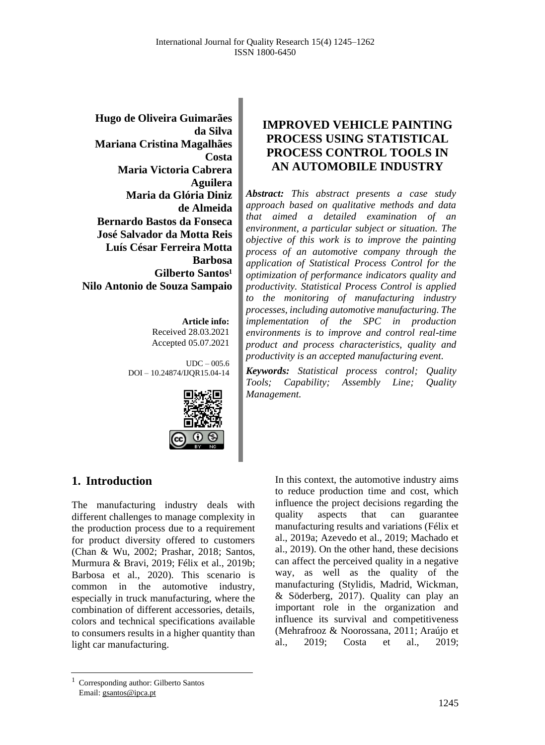**Hugo de Oliveira Guimarães da Silva**
**Mariana Cristina Magalhães Costa**
**Maria Victoria Cabrera Aguilera**
**Maria da Glória Diniz de Almeida**
**Bernardo Bastos da Fonseca**
**José Salvador da Motta Reis**
**Luís César Ferreira Motta Barbosa**
**Gilberto Santos[1]**
**Nilo Antonio de Souza Sampaio**

**Article info:**
Received 28.03.2021
Accepted 05.07.2021

UDC – 005.6
DOI – 10.24874/IJQR15.04-14

# IMPROVED VEHICLE PAINTING PROCESS USING STATISTICAL PROCESS CONTROL TOOLS IN AN AUTOMOBILE INDUSTRY

***Abstract:*** *This abstract presents a case study approach based on qualitative methods and data that aimed a detailed examination of an environment, a particular subject or situation. The objective of this work is to improve the painting process of an automotive company through the application of Statistical Process Control for the optimization of performance indicators quality and productivity. Statistical Process Control is applied to the monitoring of manufacturing industry processes, including automotive manufacturing. The implementation of the SPC in production environments is to improve and control real-time product and process characteristics, quality and productivity is an accepted manufacturing event.*

***Keywords:*** *Statistical process control; Quality Tools; Capability; Assembly Line; Quality Management.*

## 1. Introduction

The manufacturing industry deals with different challenges to manage complexity in the production process due to a requirement for product diversity offered to customers (Chan & Wu, 2002; Prashar, 2018; Santos, Murmura & Bravi, 2019; Félix et al., 2019b; Barbosa et al., 2020). This scenario is common in the automotive industry, especially in truck manufacturing, where the combination of different accessories, details, colors and technical specifications available to consumers results in a higher quantity than light car manufacturing.

In this context, the automotive industry aims to reduce production time and cost, which influence the project decisions regarding the quality aspects that can guarantee manufacturing results and variations (Félix et al., 2019a; Azevedo et al., 2019; Machado et al., 2019). On the other hand, these decisions can affect the perceived quality in a negative way, as well as the quality of the manufacturing (Stylidis, Madrid, Wickman, & Söderberg, 2017). Quality can play an important role in the organization and influence its survival and competitiveness (Mehrafrooz & Noorossana, 2011; Araújo et al., 2019; Costa et al., 2019;

[1] Corresponding author: Gilberto Santos
Email: gsantos@ipca.pt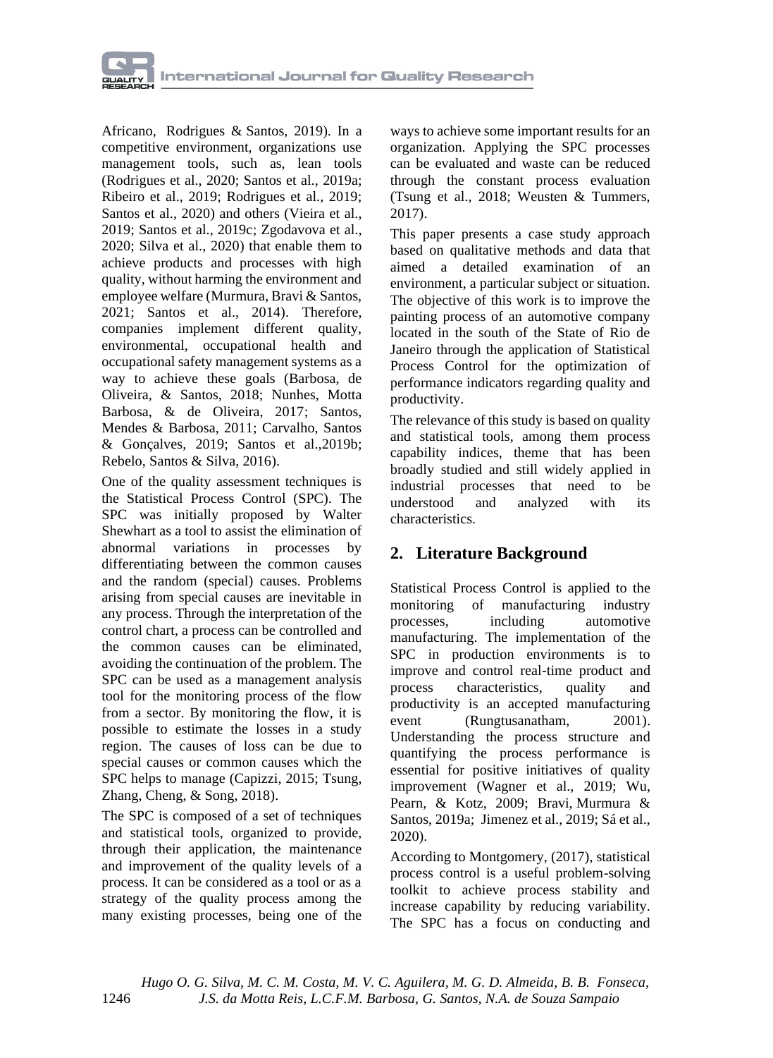Africano, Rodrigues & Santos, 2019). In a competitive environment, organizations use management tools, such as, lean tools (Rodrigues et al., 2020; Santos et al., 2019a; Ribeiro et al., 2019; Rodrigues et al., 2019; Santos et al., 2020) and others (Vieira et al., 2019; Santos et al., 2019c; Zgodavova et al., 2020; Silva et al., 2020) that enable them to achieve products and processes with high quality, without harming the environment and employee welfare (Murmura, Bravi & Santos, 2021; Santos et al., 2014). Therefore, companies implement different quality, environmental, occupational health and occupational safety management systems as a way to achieve these goals (Barbosa, de Oliveira, & Santos, 2018; Nunhes, Motta Barbosa, & de Oliveira, 2017; Santos, Mendes & Barbosa, 2011; Carvalho, Santos & Gonçalves, 2019; Santos et al.,2019b; Rebelo, Santos & Silva, 2016).

One of the quality assessment techniques is the Statistical Process Control (SPC). The SPC was initially proposed by Walter Shewhart as a tool to assist the elimination of abnormal variations in processes by differentiating between the common causes and the random (special) causes. Problems arising from special causes are inevitable in any process. Through the interpretation of the control chart, a process can be controlled and the common causes can be eliminated, avoiding the continuation of the problem. The SPC can be used as a management analysis tool for the monitoring process of the flow from a sector. By monitoring the flow, it is possible to estimate the losses in a study region. The causes of loss can be due to special causes or common causes which the SPC helps to manage (Capizzi, 2015; Tsung, Zhang, Cheng, & Song, 2018).

The SPC is composed of a set of techniques and statistical tools, organized to provide, through their application, the maintenance and improvement of the quality levels of a process. It can be considered as a tool or as a strategy of the quality process among the many existing processes, being one of the ways to achieve some important results for an organization. Applying the SPC processes can be evaluated and waste can be reduced through the constant process evaluation (Tsung et al., 2018; Weusten & Tummers, 2017).

This paper presents a case study approach based on qualitative methods and data that aimed a detailed examination of an environment, a particular subject or situation. The objective of this work is to improve the painting process of an automotive company located in the south of the State of Rio de Janeiro through the application of Statistical Process Control for the optimization of performance indicators regarding quality and productivity.

The relevance of this study is based on quality and statistical tools, among them process capability indices, theme that has been broadly studied and still widely applied in industrial processes that need to be understood and analyzed with its characteristics.

## 2. Literature Background

Statistical Process Control is applied to the monitoring of manufacturing industry processes, including automotive manufacturing. The implementation of the SPC in production environments is to improve and control real-time product and process characteristics, quality and productivity is an accepted manufacturing event (Rungtusanatham, 2001). Understanding the process structure and quantifying the process performance is essential for positive initiatives of quality improvement (Wagner et al., 2019; Wu, Pearn, & Kotz, 2009; Bravi, Murmura & Santos, 2019a; Jimenez et al., 2019; Sá et al., 2020).

According to Montgomery, (2017), statistical process control is a useful problem-solving toolkit to achieve process stability and increase capability by reducing variability. The SPC has a focus on conducting and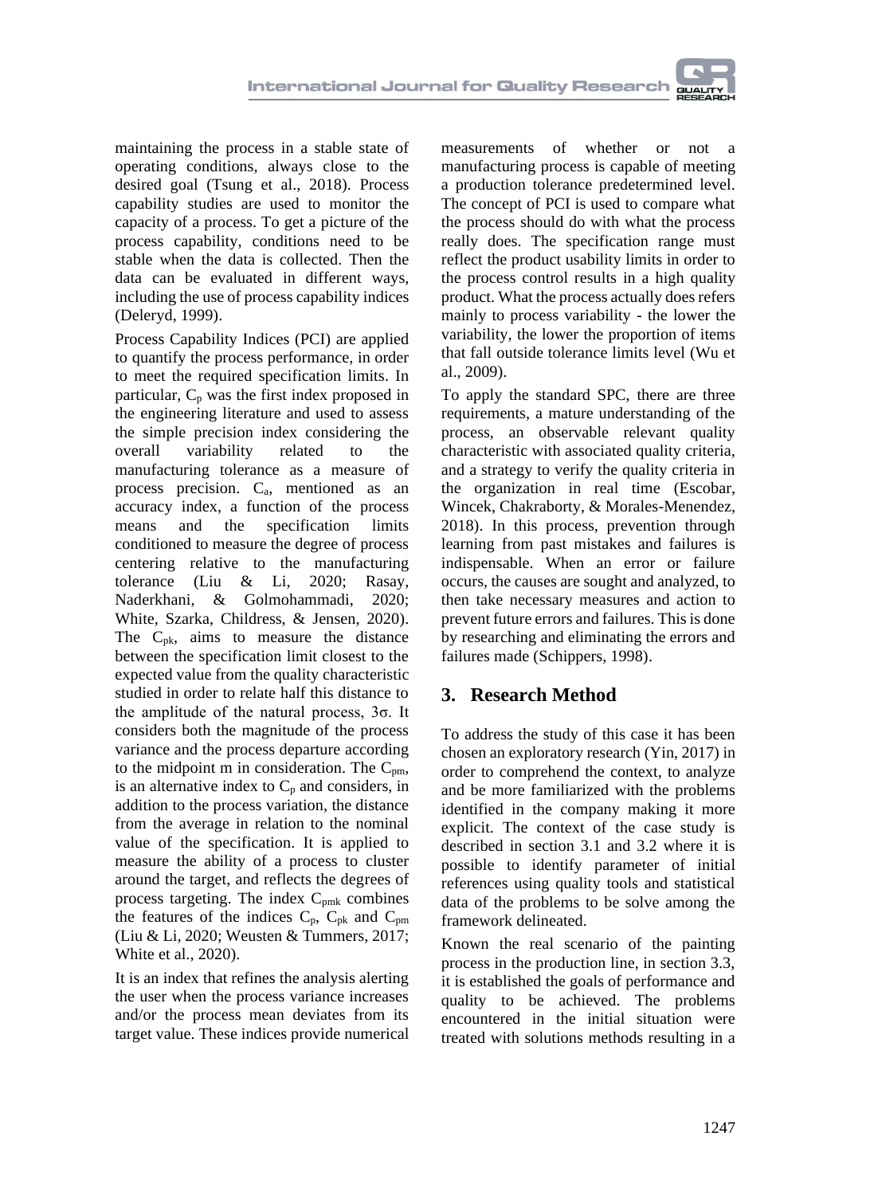maintaining the process in a stable state of operating conditions, always close to the desired goal (Tsung et al., 2018). Process capability studies are used to monitor the capacity of a process. To get a picture of the process capability, conditions need to be stable when the data is collected. Then the data can be evaluated in different ways, including the use of process capability indices (Deleryd, 1999).

Process Capability Indices (PCI) are applied to quantify the process performance, in order to meet the required specification limits. In particular, $C_p$ was the first index proposed in the engineering literature and used to assess the simple precision index considering the overall variability related to the manufacturing tolerance as a measure of process precision. $C_a$, mentioned as an accuracy index, a function of the process means and the specification limits conditioned to measure the degree of process centering relative to the manufacturing tolerance (Liu & Li, 2020; Rasay, Naderkhani, & Golmohammadi, 2020; White, Szarka, Childress, & Jensen, 2020). The $C_{pk}$, aims to measure the distance between the specification limit closest to the expected value from the quality characteristic studied in order to relate half this distance to the amplitude of the natural process, $3\sigma$. It considers both the magnitude of the process variance and the process departure according to the midpoint m in consideration. The $C_{pm}$, is an alternative index to $C_p$ and considers, in addition to the process variation, the distance from the average in relation to the nominal value of the specification. It is applied to measure the ability of a process to cluster around the target, and reflects the degrees of process targeting. The index $C_{pmk}$ combines the features of the indices $C_p$, $C_{pk}$ and $C_{pm}$ (Liu & Li, 2020; Weusten & Tummers, 2017; White et al., 2020).

It is an index that refines the analysis alerting the user when the process variance increases and/or the process mean deviates from its target value. These indices provide numerical measurements of whether or not a manufacturing process is capable of meeting a production tolerance predetermined level. The concept of PCI is used to compare what the process should do with what the process really does. The specification range must reflect the product usability limits in order to the process control results in a high quality product. What the process actually does refers mainly to process variability - the lower the variability, the lower the proportion of items that fall outside tolerance limits level (Wu et al., 2009).

To apply the standard SPC, there are three requirements, a mature understanding of the process, an observable relevant quality characteristic with associated quality criteria, and a strategy to verify the quality criteria in the organization in real time (Escobar, Wincek, Chakraborty, & Morales-Menendez, 2018). In this process, prevention through learning from past mistakes and failures is indispensable. When an error or failure occurs, the causes are sought and analyzed, to then take necessary measures and action to prevent future errors and failures. This is done by researching and eliminating the errors and failures made (Schippers, 1998).

## 3. Research Method

To address the study of this case it has been chosen an exploratory research (Yin, 2017) in order to comprehend the context, to analyze and be more familiarized with the problems identified in the company making it more explicit. The context of the case study is described in section 3.1 and 3.2 where it is possible to identify parameter of initial references using quality tools and statistical data of the problems to be solve among the framework delineated.

Known the real scenario of the painting process in the production line, in section 3.3, it is established the goals of performance and quality to be achieved. The problems encountered in the initial situation were treated with solutions methods resulting in a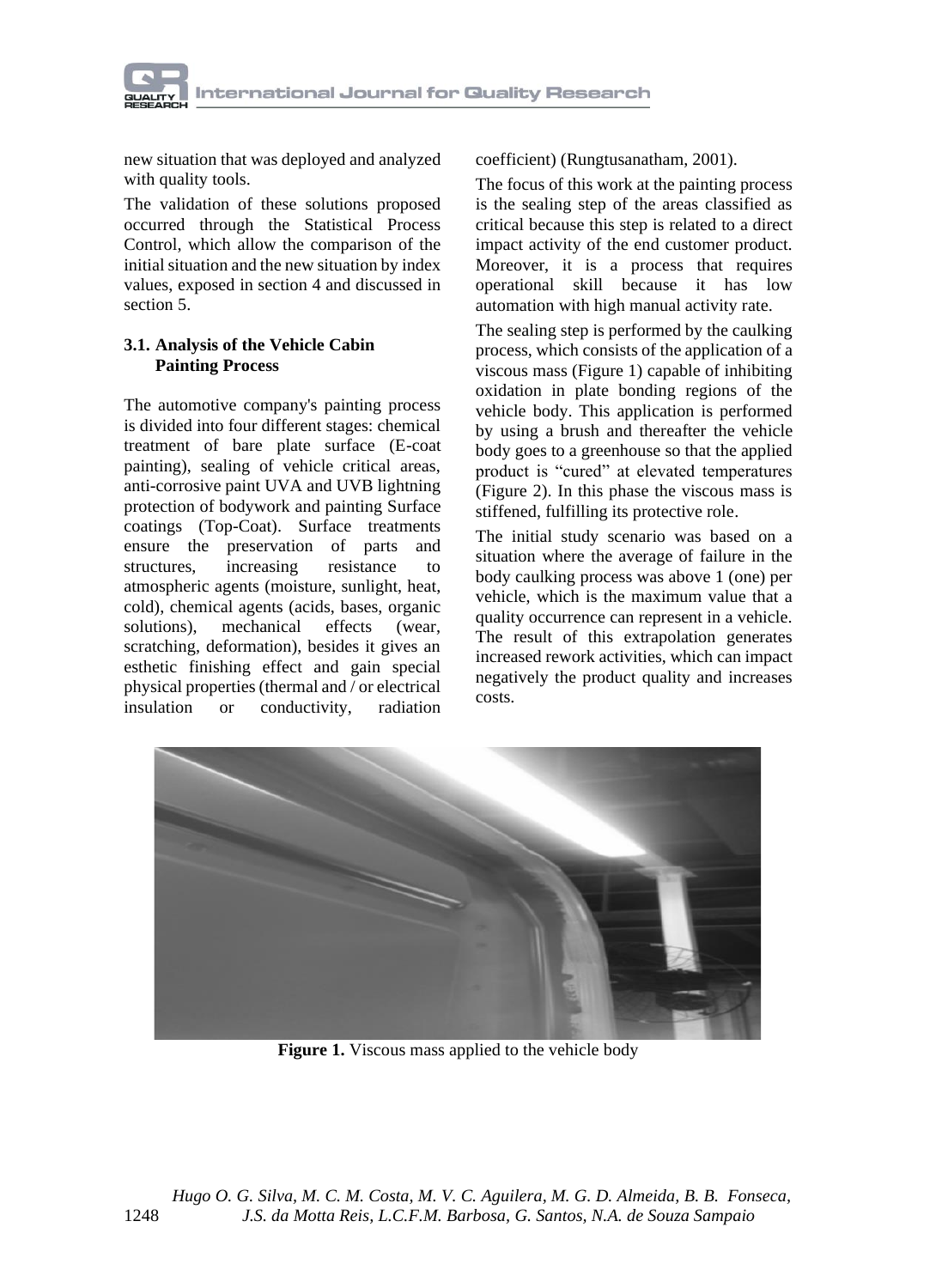new situation that was deployed and analyzed with quality tools.

The validation of these solutions proposed occurred through the Statistical Process Control, which allow the comparison of the initial situation and the new situation by index values, exposed in section 4 and discussed in section 5.

### 3.1. Analysis of the Vehicle Cabin Painting Process

The automotive company's painting process is divided into four different stages: chemical treatment of bare plate surface (E-coat painting), sealing of vehicle critical areas, anti-corrosive paint UVA and UVB lightning protection of bodywork and painting Surface coatings (Top-Coat). Surface treatments ensure the preservation of parts and structures, increasing resistance to atmospheric agents (moisture, sunlight, heat, cold), chemical agents (acids, bases, organic solutions), mechanical effects (wear, scratching, deformation), besides it gives an esthetic finishing effect and gain special physical properties (thermal and / or electrical insulation or conductivity, radiation coefficient) (Rungtusanatham, 2001).

The focus of this work at the painting process is the sealing step of the areas classified as critical because this step is related to a direct impact activity of the end customer product. Moreover, it is a process that requires operational skill because it has low automation with high manual activity rate.

The sealing step is performed by the caulking process, which consists of the application of a viscous mass (Figure 1) capable of inhibiting oxidation in plate bonding regions of the vehicle body. This application is performed by using a brush and thereafter the vehicle body goes to a greenhouse so that the applied product is "cured" at elevated temperatures (Figure 2). In this phase the viscous mass is stiffened, fulfilling its protective role.

The initial study scenario was based on a situation where the average of failure in the body caulking process was above 1 (one) per vehicle, which is the maximum value that a quality occurrence can represent in a vehicle. The result of this extrapolation generates increased rework activities, which can impact negatively the product quality and increases costs.

**Figure 1.** Viscous mass applied to the vehicle body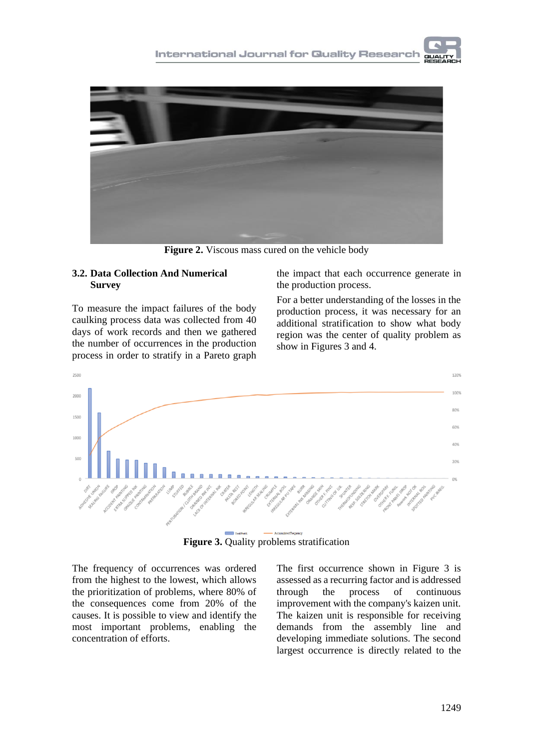Figure 2. Viscous mass cured on the vehicle body

### 3.2. Data Collection And Numerical Survey

To measure the impact failures of the body caulking process data was collected from 40 days of work records and then we gathered the number of occurrences in the production process in order to stratify in a Pareto graph the impact that each occurrence generate in the production process.

For a better understanding of the losses in the production process, it was necessary for an additional stratification to show what body region was the center of quality problem as show in Figures 3 and 4.

**Figure 3.** Quality problems stratification

The frequency of occurrences was ordered from the highest to the lowest, which allows the prioritization of problems, where 80% of the consequences come from 20% of the causes. It is possible to view and identify the most important problems, enabling the concentration of efforts.

The first occurrence shown in Figure 3 is assessed as a recurring factor and is addressed through the process of continuous improvement with the company's kaizen unit. The kaizen unit is responsible for receiving demands from the assembly line and developing immediate solutions. The second largest occurrence is directly related to the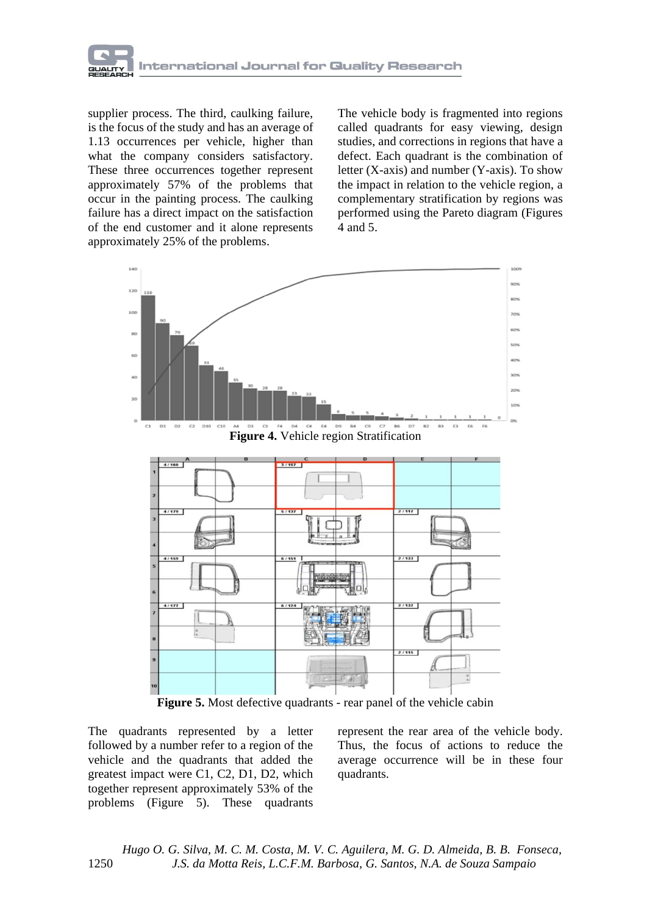supplier process. The third, caulking failure, is the focus of the study and has an average of 1.13 occurrences per vehicle, higher than what the company considers satisfactory. These three occurrences together represent approximately 57% of the problems that occur in the painting process. The caulking failure has a direct impact on the satisfaction of the end customer and it alone represents approximately 25% of the problems.

The vehicle body is fragmented into regions called quadrants for easy viewing, design studies, and corrections in regions that have a defect. Each quadrant is the combination of letter (X-axis) and number (Y-axis). To show the impact in relation to the vehicle region, a complementary stratification by regions was performed using the Pareto diagram (Figures 4 and 5.

**Figure 4.** Vehicle region Stratification

**Figure 5.** Most defective quadrants - rear panel of the vehicle cabin

The quadrants represented by a letter followed by a number refer to a region of the vehicle and the quadrants that added the greatest impact were C1, C2, D1, D2, which together represent approximately 53% of the problems (Figure 5). These quadrants represent the rear area of the vehicle body. Thus, the focus of actions to reduce the average occurrence will be in these four quadrants.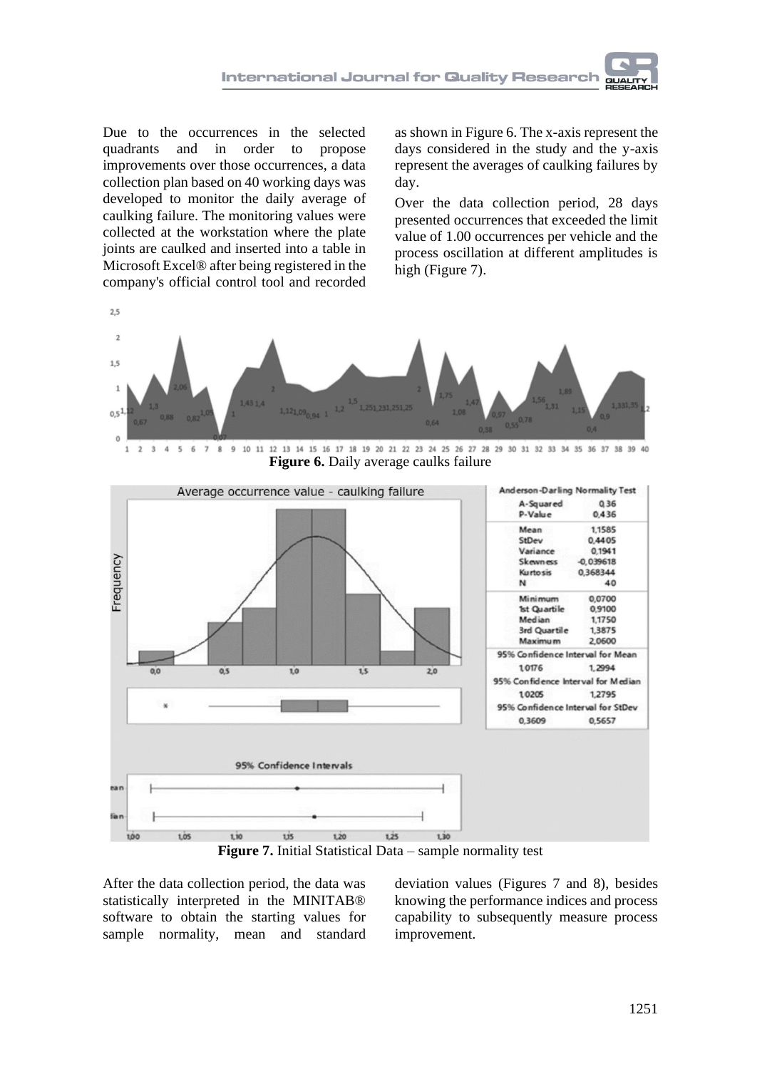Due to the occurrences in the selected quadrants and in order to propose improvements over those occurrences, a data collection plan based on 40 working days was developed to monitor the daily average of caulking failure. The monitoring values were collected at the workstation where the plate joints are caulked and inserted into a table in Microsoft Excel® after being registered in the company's official control tool and recorded as shown in Figure 6. The x-axis represent the days considered in the study and the y-axis represent the averages of caulking failures by day.

Over the data collection period, 28 days presented occurrences that exceeded the limit value of 1.00 occurrences per vehicle and the process oscillation at different amplitudes is high (Figure 7).

**Figure 6.** Daily average caulks failure

**Figure 7.** Initial Statistical Data – sample normality test

After the data collection period, the data was statistically interpreted in the MINITAB® software to obtain the starting values for sample normality, mean and standard deviation values (Figures 7 and 8), besides knowing the performance indices and process capability to subsequently measure process improvement.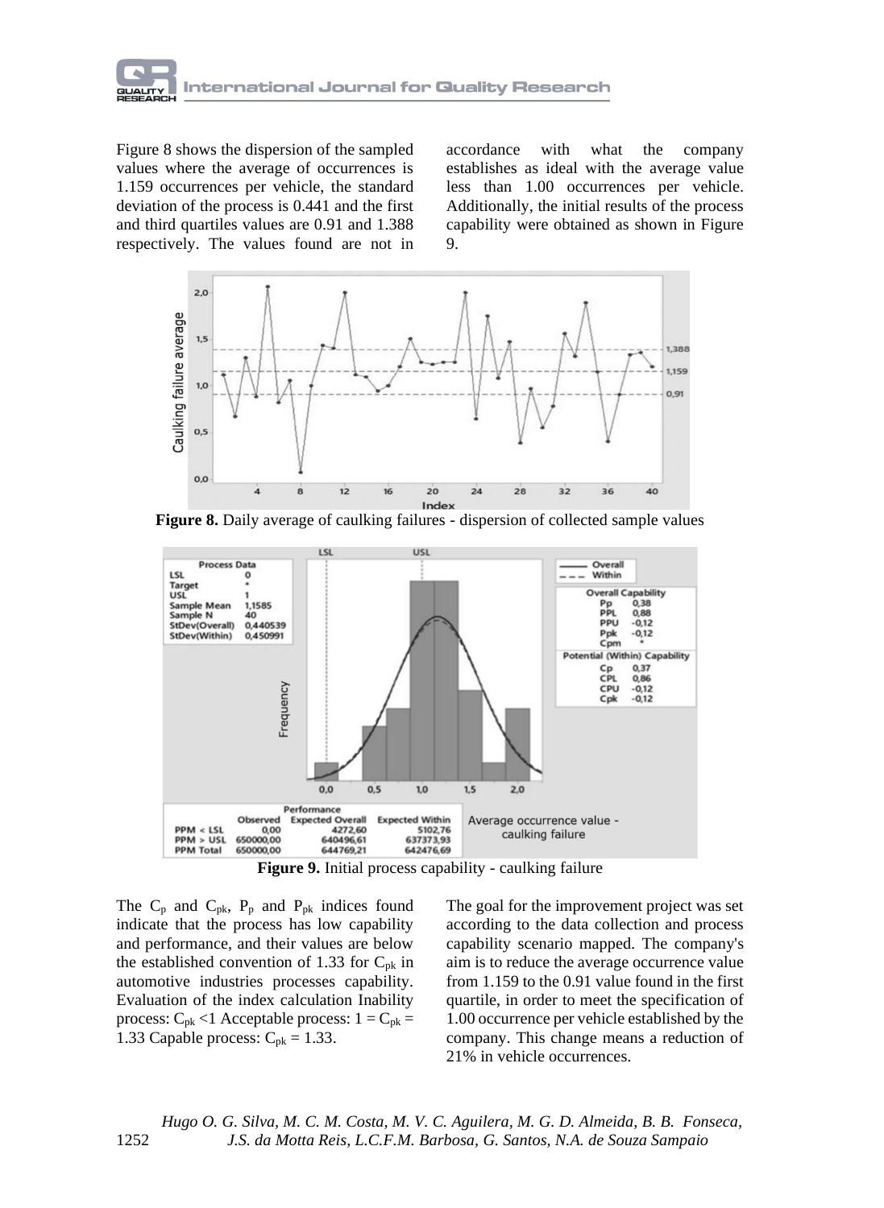Figure 8 shows the dispersion of the sampled values where the average of occurrences is 1.159 occurrences per vehicle, the standard deviation of the process is 0.441 and the first and third quartiles values are 0.91 and 1.388 respectively. The values found are not in accordance with what the company establishes as ideal with the average value less than 1.00 occurrences per vehicle. Additionally, the initial results of the process capability were obtained as shown in Figure 9.

**Figure 8.** Daily average of caulking failures - dispersion of collected sample values

**Figure 9.** Initial process capability - caulking failure

The $C_p$ and $C_{pk}$, $P_p$ and $P_{pk}$ indices found indicate that the process has low capability and performance, and their values are below the established convention of 1.33 for $C_{pk}$ in automotive industries processes capability. Evaluation of the index calculation Inability process: $C_{pk}$ <1 Acceptable process: $1 = C_{pk}$ = 1.33 Capable process: $C_{pk}$ = 1.33.

The goal for the improvement project was set according to the data collection and process capability scenario mapped. The company's aim is to reduce the average occurrence value from 1.159 to the 0.91 value found in the first quartile, in order to meet the specification of 1.00 occurrence per vehicle established by the company. This change means a reduction of 21% in vehicle occurrences.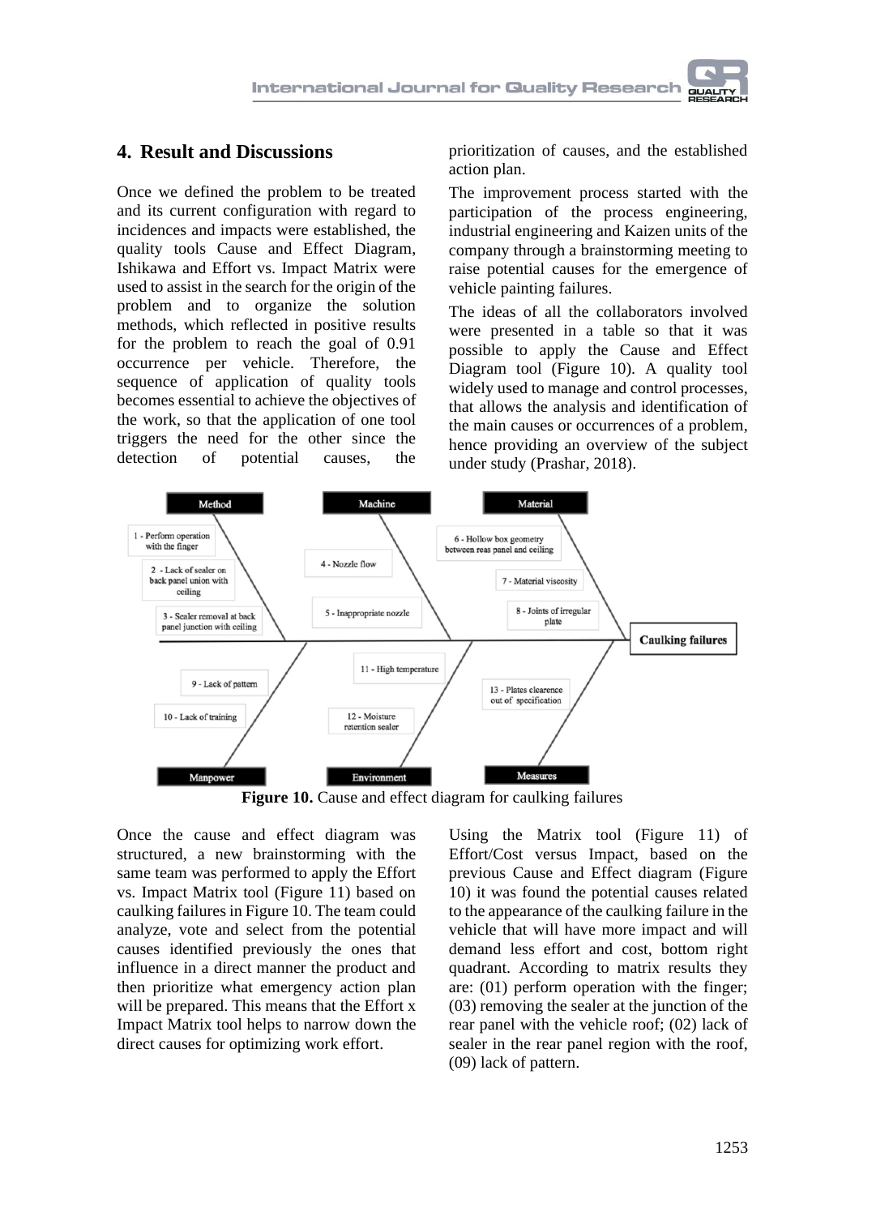## 4. Result and Discussions

Once we defined the problem to be treated and its current configuration with regard to incidences and impacts were established, the quality tools Cause and Effect Diagram, Ishikawa and Effort vs. Impact Matrix were used to assist in the search for the origin of the problem and to organize the solution methods, which reflected in positive results for the problem to reach the goal of 0.91 occurrence per vehicle. Therefore, the sequence of application of quality tools becomes essential to achieve the objectives of the work, so that the application of one tool triggers the need for the other since the detection of potential causes, the prioritization of causes, and the established action plan.

The improvement process started with the participation of the process engineering, industrial engineering and Kaizen units of the company through a brainstorming meeting to raise potential causes for the emergence of vehicle painting failures.

The ideas of all the collaborators involved were presented in a table so that it was possible to apply the Cause and Effect Diagram tool (Figure 10). A quality tool widely used to manage and control processes, that allows the analysis and identification of the main causes or occurrences of a problem, hence providing an overview of the subject under study (Prashar, 2018).

Method
1 - Perform operation with the finger
2 - Lack of sealer on back panel union with ceiling
3 - Sealer removal at back panel junction with ceiling

Machine
4 - Nozzle flow
5 - Inappropriate nozzle

Material
6 - Hollow box geometry between reas panel and ceiling
7 - Material viscosity
8 - Joints of irregular plate

Manpower
9 - Lack of pattern
10 - Lack of training

Environment
11 - High temperature
12 - Moisture retention sealer

Measures
13 - Plates clearence out of specification

Caulking failures

**Figure 10.** Cause and effect diagram for caulking failures

Once the cause and effect diagram was structured, a new brainstorming with the same team was performed to apply the Effort vs. Impact Matrix tool (Figure 11) based on caulking failures in Figure 10. The team could analyze, vote and select from the potential causes identified previously the ones that influence in a direct manner the product and then prioritize what emergency action plan will be prepared. This means that the Effort x Impact Matrix tool helps to narrow down the direct causes for optimizing work effort.

Using the Matrix tool (Figure 11) of Effort/Cost versus Impact, based on the previous Cause and Effect diagram (Figure 10) it was found the potential causes related to the appearance of the caulking failure in the vehicle that will have more impact and will demand less effort and cost, bottom right quadrant. According to matrix results they are: (01) perform operation with the finger; (03) removing the sealer at the junction of the rear panel with the vehicle roof; (02) lack of sealer in the rear panel region with the roof, (09) lack of pattern.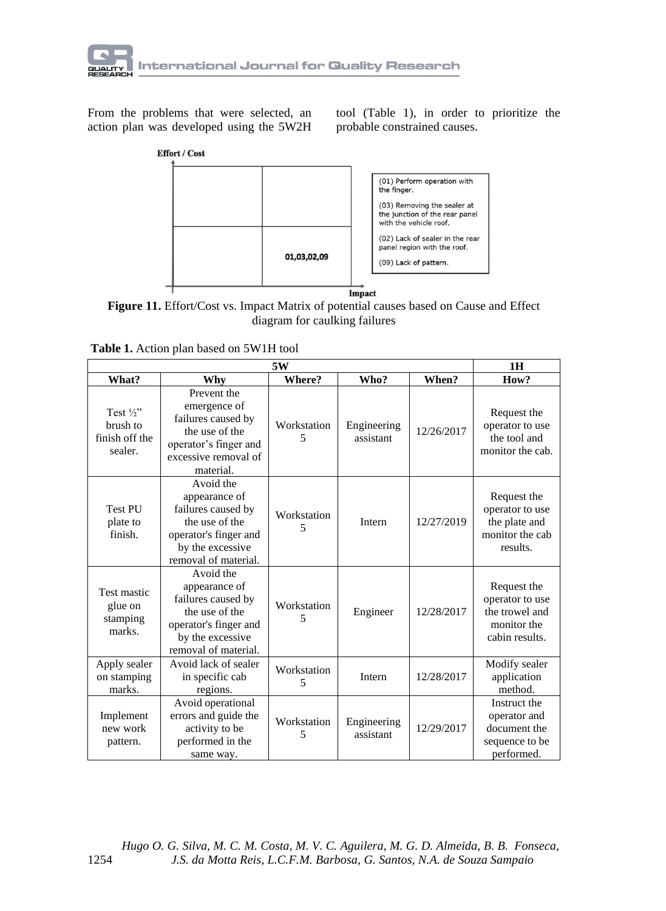From the problems that were selected, an action plan was developed using the 5W2H tool (Table 1), in order to prioritize the probable constrained causes.

Effort / Cost

01,03,02,09

Impact

(01) Perform operation with the finger.

(03) Removing the sealer at the junction of the rear panel with the vehicle roof.

(02) Lack of sealer in the rear panel region with the roof.

(09) Lack of pattern.

**Figure 11.** Effort/Cost vs. Impact Matrix of potential causes based on Cause and Effect diagram for caulking failures

**Table 1.** Action plan based on 5W1H tool

| 5W | | | | | 1H |
|---|---|---|---|---|---|
| **What?** | **Why** | **Where?** | **Who?** | **When?** | **How?** |
| Test ½" brush to finish off the sealer. | Prevent the emergence of failures caused by the use of the operator's finger and excessive removal of material. | Workstation 5 | Engineering assistant | 12/26/2017 | Request the operator to use the tool and monitor the cab. |
| Test PU plate to finish. | Avoid the appearance of failures caused by the use of the operator's finger and by the excessive removal of material. | Workstation 5 | Intern | 12/27/2019 | Request the operator to use the plate and monitor the cab results. |
| Test mastic glue on stamping marks. | Avoid the appearance of failures caused by the use of the operator's finger and by the excessive removal of material. | Workstation 5 | Engineer | 12/28/2017 | Request the operator to use the trowel and monitor the cabin results. |
| Apply sealer on stamping marks. | Avoid lack of sealer in specific cab regions. | Workstation 5 | Intern | 12/28/2017 | Modify sealer application method. |
| Implement new work pattern. | Avoid operational errors and guide the activity to be performed in the same way. | Workstation 5 | Engineering assistant | 12/29/2017 | Instruct the operator and document the sequence to be performed. |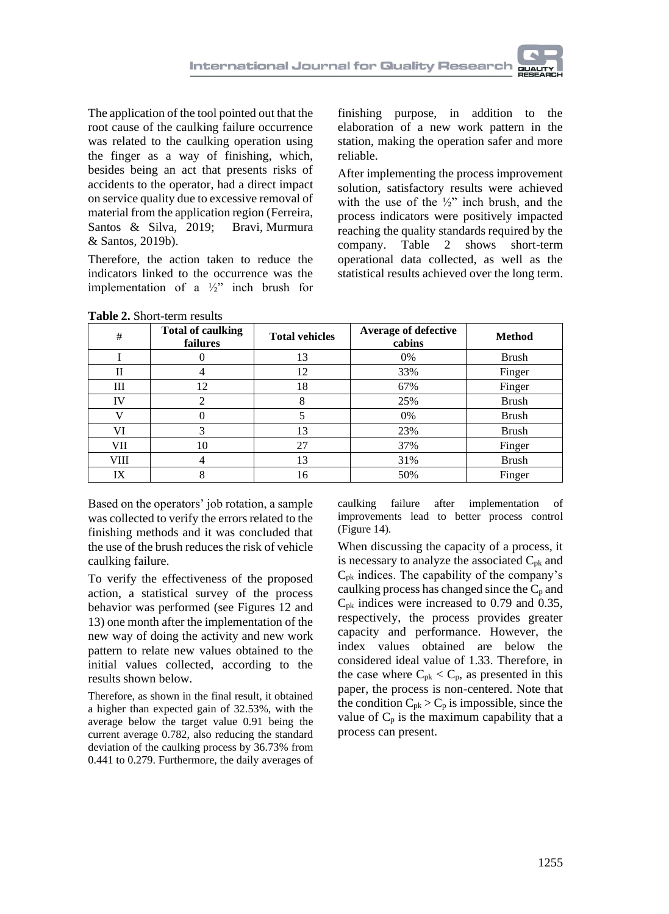The application of the tool pointed out that the root cause of the caulking failure occurrence was related to the caulking operation using the finger as a way of finishing, which, besides being an act that presents risks of accidents to the operator, had a direct impact on service quality due to excessive removal of material from the application region (Ferreira, Santos & Silva, 2019; Bravi, Murmura & Santos, 2019b).

Therefore, the action taken to reduce the indicators linked to the occurrence was the implementation of a ½" inch brush for finishing purpose, in addition to the elaboration of a new work pattern in the station, making the operation safer and more reliable.

After implementing the process improvement solution, satisfactory results were achieved with the use of the ½" inch brush, and the process indicators were positively impacted reaching the quality standards required by the company. Table 2 shows short-term operational data collected, as well as the statistical results achieved over the long term.

**Table 2.** Short-term results

| # | Total of caulking failures | Total vehicles | Average of defective cabins | Method |
|---|---|---|---|---|
| I | 0 | 13 | 0% | Brush |
| II | 4 | 12 | 33% | Finger |
| III | 12 | 18 | 67% | Finger |
| IV | 2 | 8 | 25% | Brush |
| V | 0 | 5 | 0% | Brush |
| VI | 3 | 13 | 23% | Brush |
| VII | 10 | 27 | 37% | Finger |
| VIII | 4 | 13 | 31% | Brush |
| IX | 8 | 16 | 50% | Finger |

Based on the operators' job rotation, a sample was collected to verify the errors related to the finishing methods and it was concluded that the use of the brush reduces the risk of vehicle caulking failure.

To verify the effectiveness of the proposed action, a statistical survey of the process behavior was performed (see Figures 12 and 13) one month after the implementation of the new way of doing the activity and new work pattern to relate new values obtained to the initial values collected, according to the results shown below.

Therefore, as shown in the final result, it obtained a higher than expected gain of 32.53%, with the average below the target value 0.91 being the current average 0.782, also reducing the standard deviation of the caulking process by 36.73% from 0.441 to 0.279. Furthermore, the daily averages of caulking failure after implementation of improvements lead to better process control (Figure 14).

When discussing the capacity of a process, it is necessary to analyze the associated $C_{pk}$ and $C_{pk}$ indices. The capability of the company's caulking process has changed since the $C_p$ and $C_{pk}$ indices were increased to 0.79 and 0.35, respectively, the process provides greater capacity and performance. However, the index values obtained are below the considered ideal value of 1.33. Therefore, in the case where $C_{pk} < C_p$, as presented in this paper, the process is non-centered. Note that the condition $C_{pk} > C_p$ is impossible, since the value of $C_p$ is the maximum capability that a process can present.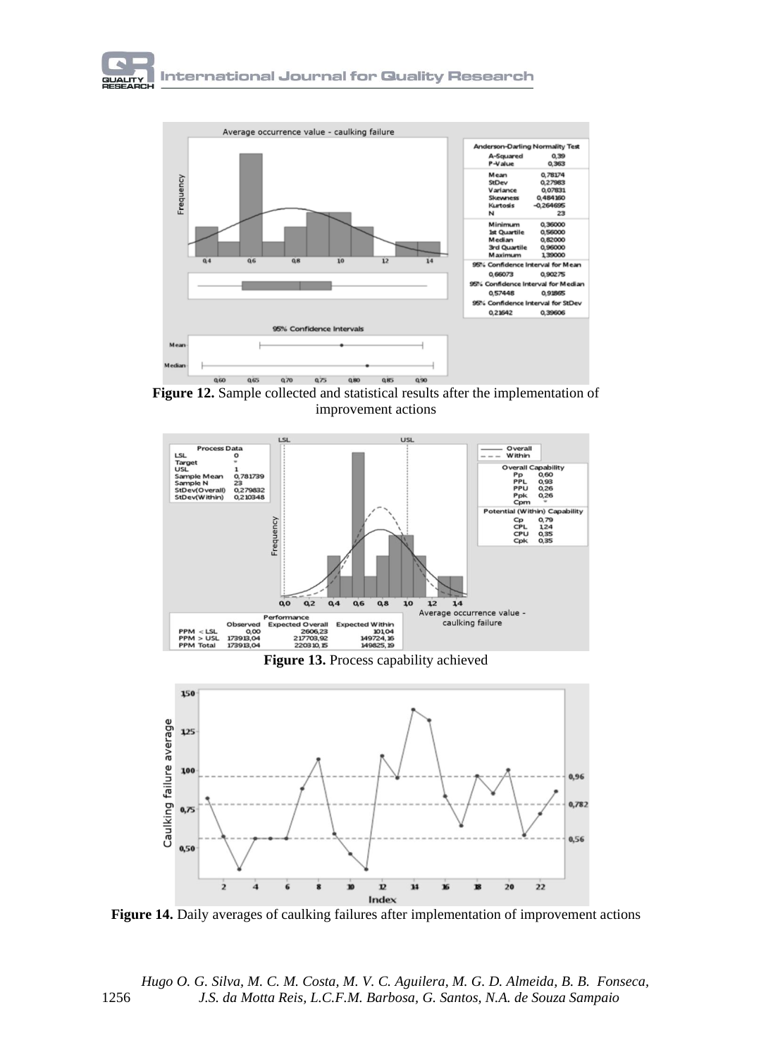**Figure 12.** Sample collected and statistical results after the implementation of improvement actions

**Figure 13.** Process capability achieved

**Figure 14.** Daily averages of caulking failures after implementation of improvement actions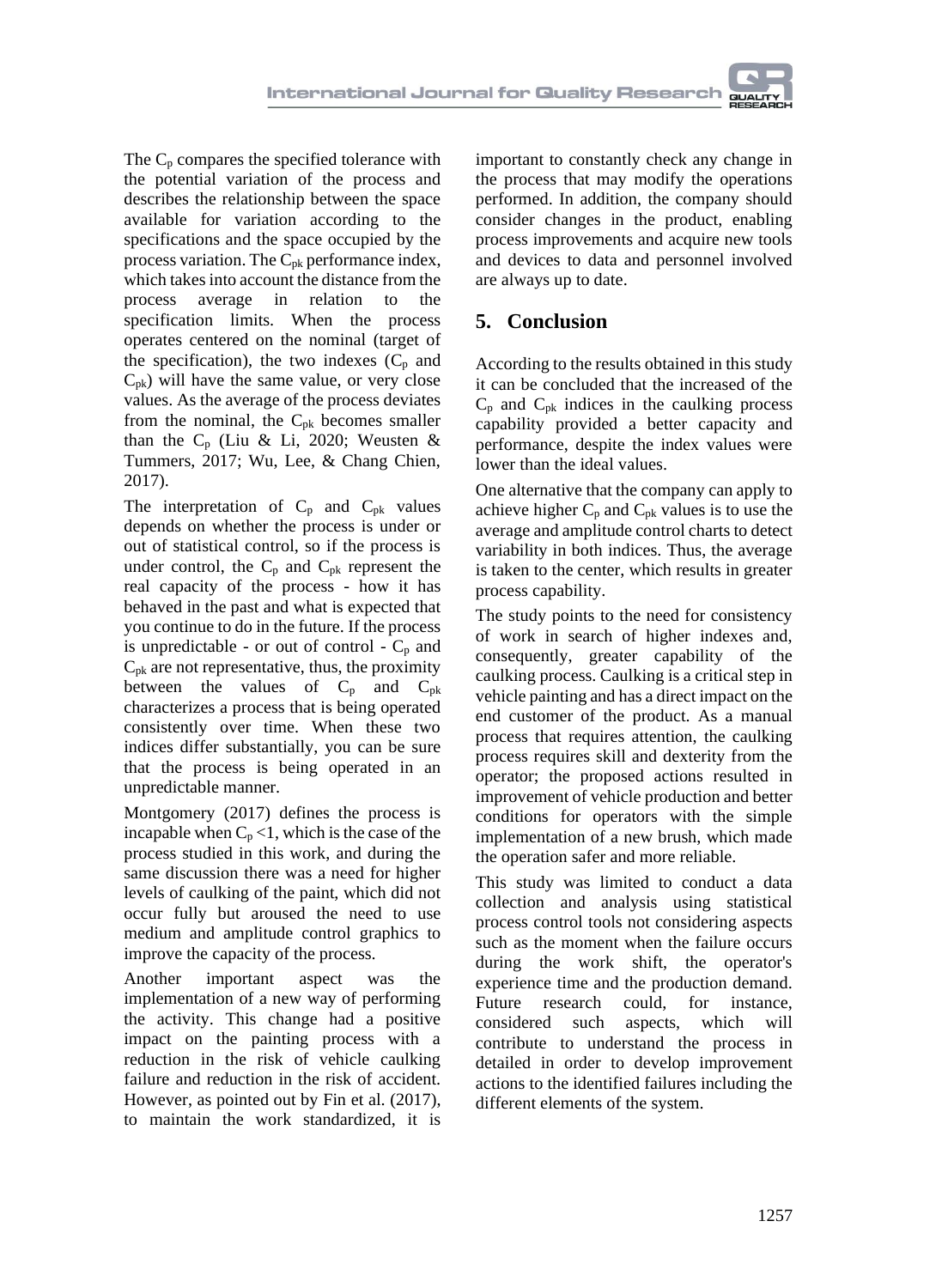The $C_p$ compares the specified tolerance with the potential variation of the process and describes the relationship between the space available for variation according to the specifications and the space occupied by the process variation. The $C_{pk}$ performance index, which takes into account the distance from the process average in relation to the specification limits. When the process operates centered on the nominal (target of the specification), the two indexes ($C_p$ and $C_{pk}$) will have the same value, or very close values. As the average of the process deviates from the nominal, the $C_{pk}$ becomes smaller than the $C_p$ (Liu & Li, 2020; Weusten & Tummers, 2017; Wu, Lee, & Chang Chien, 2017).

The interpretation of $C_p$ and $C_{pk}$ values depends on whether the process is under or out of statistical control, so if the process is under control, the $C_p$ and $C_{pk}$ represent the real capacity of the process - how it has behaved in the past and what is expected that you continue to do in the future. If the process is unpredictable - or out of control - $C_p$ and $C_{pk}$ are not representative, thus, the proximity between the values of $C_p$ and $C_{pk}$ characterizes a process that is being operated consistently over time. When these two indices differ substantially, you can be sure that the process is being operated in an unpredictable manner.

Montgomery (2017) defines the process is incapable when $C_p < 1$, which is the case of the process studied in this work, and during the same discussion there was a need for higher levels of caulking of the paint, which did not occur fully but aroused the need to use medium and amplitude control graphics to improve the capacity of the process.

Another important aspect was the implementation of a new way of performing the activity. This change had a positive impact on the painting process with a reduction in the risk of vehicle caulking failure and reduction in the risk of accident. However, as pointed out by Fin et al. (2017), to maintain the work standardized, it is important to constantly check any change in the process that may modify the operations performed. In addition, the company should consider changes in the product, enabling process improvements and acquire new tools and devices to data and personnel involved are always up to date.

## 5. Conclusion

According to the results obtained in this study it can be concluded that the increased of the $C_p$ and $C_{pk}$ indices in the caulking process capability provided a better capacity and performance, despite the index values were lower than the ideal values.

One alternative that the company can apply to achieve higher $C_p$ and $C_{pk}$ values is to use the average and amplitude control charts to detect variability in both indices. Thus, the average is taken to the center, which results in greater process capability.

The study points to the need for consistency of work in search of higher indexes and, consequently, greater capability of the caulking process. Caulking is a critical step in vehicle painting and has a direct impact on the end customer of the product. As a manual process that requires attention, the caulking process requires skill and dexterity from the operator; the proposed actions resulted in improvement of vehicle production and better conditions for operators with the simple implementation of a new brush, which made the operation safer and more reliable.

This study was limited to conduct a data collection and analysis using statistical process control tools not considering aspects such as the moment when the failure occurs during the work shift, the operator's experience time and the production demand. Future research could, for instance, considered such aspects, which will contribute to understand the process in detailed in order to develop improvement actions to the identified failures including the different elements of the system.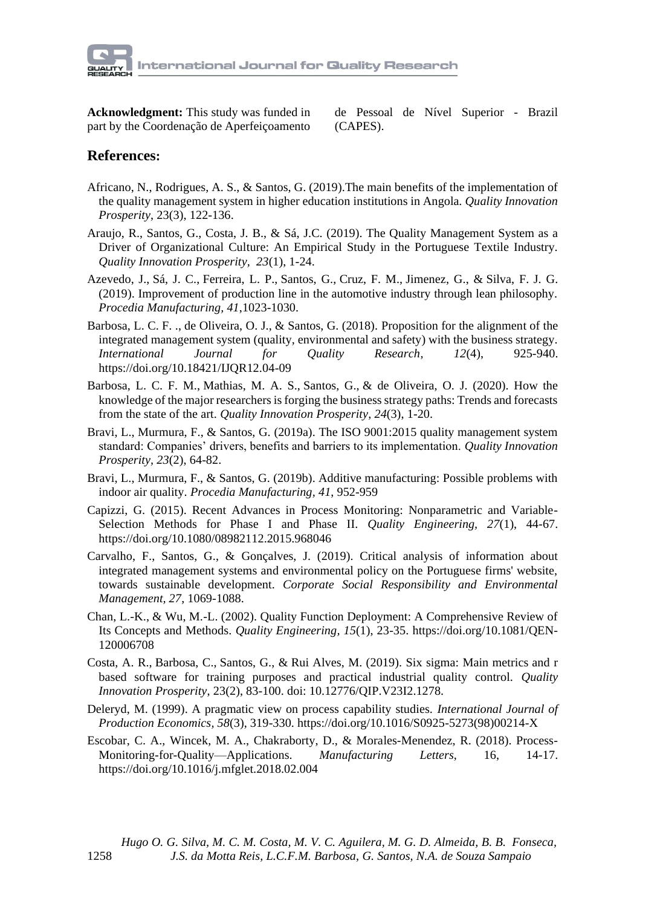**Acknowledgment:** This study was funded in part by the Coordenação de Aperfeiçoamento de Pessoal de Nível Superior - Brazil (CAPES).

## References:

Africano, N., Rodrigues, A. S., & Santos, G. (2019).The main benefits of the implementation of the quality management system in higher education institutions in Angola. *Quality Innovation Prosperity*, 23(3), 122-136.

Araujo, R., Santos, G., Costa, J. B., & Sá, J.C. (2019). The Quality Management System as a Driver of Organizational Culture: An Empirical Study in the Portuguese Textile Industry. *Quality Innovation Prosperity, 23*(1), 1-24.

Azevedo, J., Sá, J. C., Ferreira, L. P., Santos, G., Cruz, F. M., Jimenez, G., & Silva, F. J. G. (2019). Improvement of production line in the automotive industry through lean philosophy. *Procedia Manufacturing, 41*,1023-1030.

Barbosa, L. C. F. ., de Oliveira, O. J., & Santos, G. (2018). Proposition for the alignment of the integrated management system (quality, environmental and safety) with the business strategy. *International Journal for Quality Research, 12*(4), 925-940. https://doi.org/10.18421/IJQR12.04-09

Barbosa, L. C. F. M., Mathias, M. A. S., Santos, G., & de Oliveira, O. J. (2020). How the knowledge of the major researchers is forging the business strategy paths: Trends and forecasts from the state of the art. *Quality Innovation Prosperity, 24*(3), 1-20.

Bravi, L., Murmura, F., & Santos, G. (2019a). The ISO 9001:2015 quality management system standard: Companies' drivers, benefits and barriers to its implementation. *Quality Innovation Prosperity, 23*(2), 64-82.

Bravi, L., Murmura, F., & Santos, G. (2019b). Additive manufacturing: Possible problems with indoor air quality. *Procedia Manufacturing, 41*, 952-959

Capizzi, G. (2015). Recent Advances in Process Monitoring: Nonparametric and Variable-Selection Methods for Phase I and Phase II. *Quality Engineering, 27*(1), 44-67. https://doi.org/10.1080/08982112.2015.968046

Carvalho, F., Santos, G., & Gonçalves, J. (2019). Critical analysis of information about integrated management systems and environmental policy on the Portuguese firms' website, towards sustainable development. *Corporate Social Responsibility and Environmental Management, 27*, 1069-1088.

Chan, L.-K., & Wu, M.-L. (2002). Quality Function Deployment: A Comprehensive Review of Its Concepts and Methods. *Quality Engineering, 15*(1), 23-35. https://doi.org/10.1081/QEN-120006708

Costa, A. R., Barbosa, C., Santos, G., & Rui Alves, M. (2019). Six sigma: Main metrics and r based software for training purposes and practical industrial quality control. *Quality Innovation Prosperity*, 23(2), 83-100. doi: 10.12776/QIP.V23I2.1278.

Deleryd, M. (1999). A pragmatic view on process capability studies. *International Journal of Production Economics, 58*(3), 319-330. https://doi.org/10.1016/S0925-5273(98)00214-X

Escobar, C. A., Wincek, M. A., Chakraborty, D., & Morales-Menendez, R. (2018). Process-Monitoring-for-Quality—Applications. *Manufacturing Letters*, 16, 14-17. https://doi.org/10.1016/j.mfglet.2018.02.004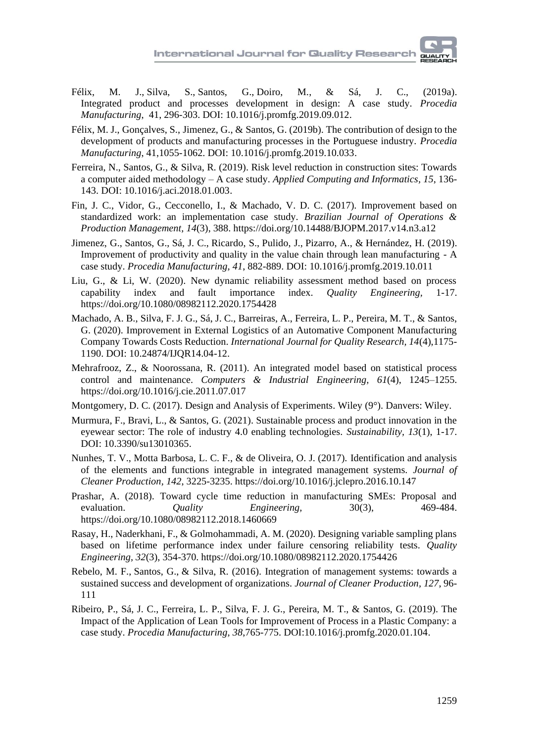Félix, M. J., Silva, S., Santos, G., Doiro, M., & Sá, J. C., (2019a). Integrated product and processes development in design: A case study. *Procedia Manufacturing,* 41, 296-303. DOI: 10.1016/j.promfg.2019.09.012.

Félix, M. J., Gonçalves, S., Jimenez, G., & Santos, G. (2019b). The contribution of design to the development of products and manufacturing processes in the Portuguese industry. *Procedia Manufacturing*, 41,1055-1062. DOI: 10.1016/j.promfg.2019.10.033.

Ferreira, N., Santos, G., & Silva, R. (2019). Risk level reduction in construction sites: Towards a computer aided methodology – A case study. *Applied Computing and Informatics, 15*, 136-143. DOI: 10.1016/j.aci.2018.01.003.

Fin, J. C., Vidor, G., Cecconello, I., & Machado, V. D. C. (2017). Improvement based on standardized work: an implementation case study. *Brazilian Journal of Operations & Production Management, 14*(3), 388. https://doi.org/10.14488/BJOPM.2017.v14.n3.a12

Jimenez, G., Santos, G., Sá, J. C., Ricardo, S., Pulido, J., Pizarro, A., & Hernández, H. (2019). Improvement of productivity and quality in the value chain through lean manufacturing - A case study. *Procedia Manufacturing, 41*, 882-889. DOI: 10.1016/j.promfg.2019.10.011

Liu, G., & Li, W. (2020). New dynamic reliability assessment method based on process capability index and fault importance index. *Quality Engineering*, 1-17. https://doi.org/10.1080/08982112.2020.1754428

Machado, A. B., Silva, F. J. G., Sá, J. C., Barreiras, A., Ferreira, L. P., Pereira, M. T., & Santos, G. (2020). Improvement in External Logistics of an Automative Component Manufacturing Company Towards Costs Reduction. *International Journal for Quality Research, 14*(4),1175-1190. DOI: 10.24874/IJQR14.04-12.

Mehrafrooz, Z., & Noorossana, R. (2011). An integrated model based on statistical process control and maintenance. *Computers & Industrial Engineering, 61*(4), 1245–1255. https://doi.org/10.1016/j.cie.2011.07.017

Montgomery, D. C. (2017). Design and Analysis of Experiments. Wiley (9°). Danvers: Wiley.

Murmura, F., Bravi, L., & Santos, G. (2021). Sustainable process and product innovation in the eyewear sector: The role of industry 4.0 enabling technologies. *Sustainability*, *13*(1), 1-17. DOI: 10.3390/su13010365.

Nunhes, T. V., Motta Barbosa, L. C. F., & de Oliveira, O. J. (2017). Identification and analysis of the elements and functions integrable in integrated management systems. *Journal of Cleaner Production*, *142*, 3225-3235. https://doi.org/10.1016/j.jclepro.2016.10.147

Prashar, A. (2018). Toward cycle time reduction in manufacturing SMEs: Proposal and evaluation. *Quality Engineering*, 30(3), 469-484. https://doi.org/10.1080/08982112.2018.1460669

Rasay, H., Naderkhani, F., & Golmohammadi, A. M. (2020). Designing variable sampling plans based on lifetime performance index under failure censoring reliability tests. *Quality Engineering, 32*(3), 354-370. https://doi.org/10.1080/08982112.2020.1754426

Rebelo, M. F., Santos, G., & Silva, R. (2016). Integration of management systems: towards a sustained success and development of organizations. *Journal of Cleaner Production, 127*, 96-111

Ribeiro, P., Sá, J. C., Ferreira, L. P., Silva, F. J. G., Pereira, M. T., & Santos, G. (2019). The Impact of the Application of Lean Tools for Improvement of Process in a Plastic Company: a case study. *Procedia Manufacturing, 38*,765-775. DOI:10.1016/j.promfg.2020.01.104.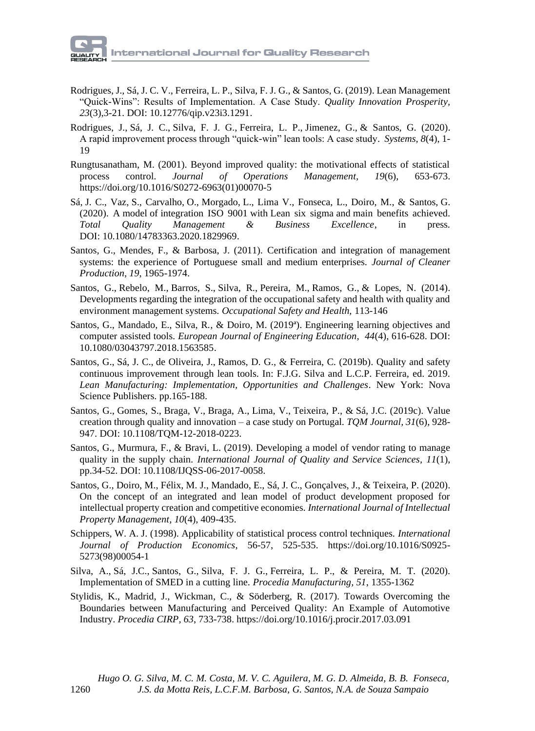Rodrigues, J., Sá, J. C. V., Ferreira, L. P., Silva, F. J. G., & Santos, G. (2019). Lean Management "Quick-Wins": Results of Implementation. A Case Study. *Quality Innovation Prosperity, 23*(3),3-21. DOI: 10.12776/qip.v23i3.1291.

Rodrigues, J., Sá, J. C., Silva, F. J. G., Ferreira, L. P., Jimenez, G., & Santos, G. (2020). A rapid improvement process through "quick-win" lean tools: A case study. *Systems, 8*(4), 1-19

Rungtusanatham, M. (2001). Beyond improved quality: the motivational effects of statistical process control. *Journal of Operations Management*, *19*(6), 653-673. https://doi.org/10.1016/S0272-6963(01)00070-5

Sá, J. C., Vaz, S., Carvalho, O., Morgado, L., Lima V., Fonseca, L., Doiro, M., & Santos, G. (2020). A model of integration ISO 9001 with Lean six sigma and main benefits achieved. *Total Quality Management & Business Excellence*, in press. DOI: 10.1080/14783363.2020.1829969.

Santos, G., Mendes, F., & Barbosa, J. (2011). Certification and integration of management systems: the experience of Portuguese small and medium enterprises. *Journal of Cleaner Production*, *19*, 1965-1974.

Santos, G., Rebelo, M., Barros, S., Silva, R., Pereira, M., Ramos, G., & Lopes, N. (2014). Developments regarding the integration of the occupational safety and health with quality and environment management systems. *Occupational Safety and Health,* 113-146

Santos, G., Mandado, E., Silva, R., & Doiro, M. (2019ª). Engineering learning objectives and computer assisted tools. *European Journal of Engineering Education*, *44*(4), 616-628. DOI: 10.1080/03043797.2018.1563585.

Santos, G., Sá, J. C., de Oliveira, J., Ramos, D. G., & Ferreira, C. (2019b). Quality and safety continuous improvement through lean tools. In: F.J.G. Silva and L.C.P. Ferreira, ed. 2019. *Lean Manufacturing: Implementation, Opportunities and Challenges*. New York: Nova Science Publishers. pp.165-188.

Santos, G., Gomes, S., Braga, V., Braga, A., Lima, V., Teixeira, P., & Sá, J.C. (2019c). Value creation through quality and innovation – a case study on Portugal. *TQM Journal, 31*(6), 928-947. DOI: 10.1108/TQM-12-2018-0223.

Santos, G., Murmura, F., & Bravi, L. (2019). Developing a model of vendor rating to manage quality in the supply chain. *International Journal of Quality and Service Sciences*, *11*(1), pp.34-52. DOI: 10.1108/IJQSS-06-2017-0058.

Santos, G., Doiro, M., Félix, M. J., Mandado, E., Sá, J. C., Gonçalves, J., & Teixeira, P. (2020). On the concept of an integrated and lean model of product development proposed for intellectual property creation and competitive economies. *International Journal of Intellectual Property Management*, *10*(4), 409-435.

Schippers, W. A. J. (1998). Applicability of statistical process control techniques. *International Journal of Production Economics*, 56-57, 525-535. https://doi.org/10.1016/S0925-5273(98)00054-1

Silva, A., Sá, J.C., Santos, G., Silva, F. J. G., Ferreira, L. P., & Pereira, M. T. (2020). Implementation of SMED in a cutting line. *Procedia Manufacturing, 51*, 1355-1362

Stylidis, K., Madrid, J., Wickman, C., & Söderberg, R. (2017). Towards Overcoming the Boundaries between Manufacturing and Perceived Quality: An Example of Automotive Industry. *Procedia CIRP, 63*, 733-738. https://doi.org/10.1016/j.procir.2017.03.091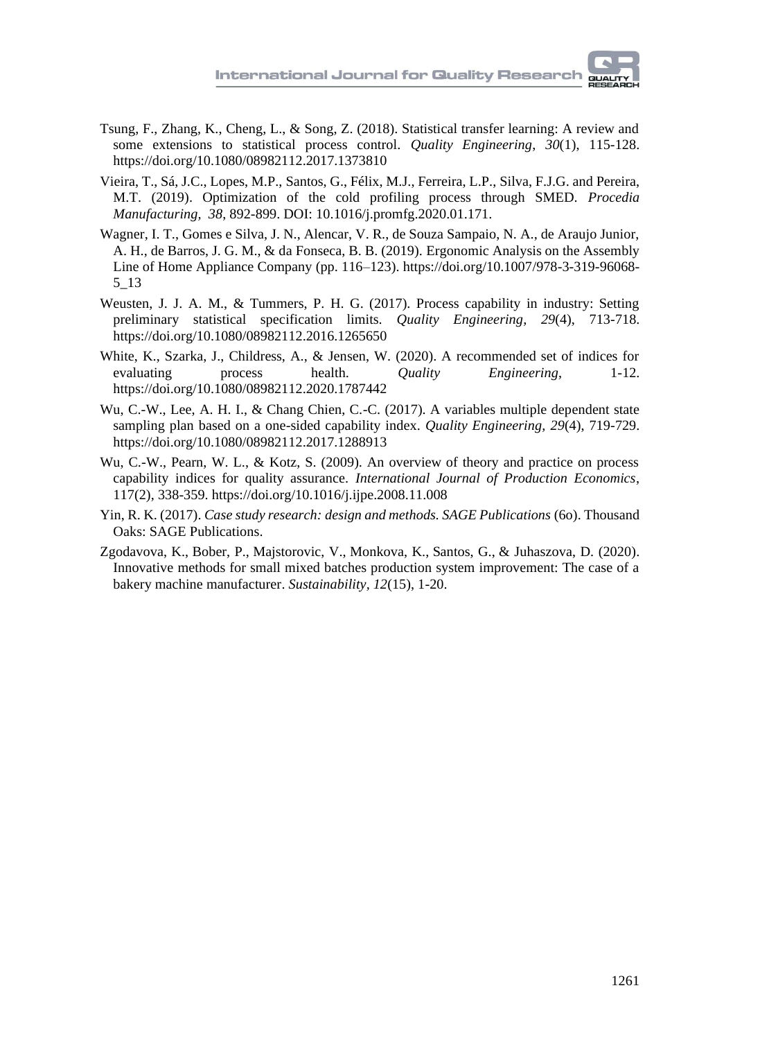Tsung, F., Zhang, K., Cheng, L., & Song, Z. (2018). Statistical transfer learning: A review and some extensions to statistical process control. *Quality Engineering*, *30*(1), 115-128. https://doi.org/10.1080/08982112.2017.1373810

Vieira, T., Sá, J.C., Lopes, M.P., Santos, G., Félix, M.J., Ferreira, L.P., Silva, F.J.G. and Pereira, M.T. (2019). Optimization of the cold profiling process through SMED. *Procedia Manufacturing*, *38*, 892-899. DOI: 10.1016/j.promfg.2020.01.171.

Wagner, I. T., Gomes e Silva, J. N., Alencar, V. R., de Souza Sampaio, N. A., de Araujo Junior, A. H., de Barros, J. G. M., & da Fonseca, B. B. (2019). Ergonomic Analysis on the Assembly Line of Home Appliance Company (pp. 116–123). https://doi.org/10.1007/978-3-319-96068-5_13

Weusten, J. J. A. M., & Tummers, P. H. G. (2017). Process capability in industry: Setting preliminary statistical specification limits. *Quality Engineering*, *29*(4), 713-718. https://doi.org/10.1080/08982112.2016.1265650

White, K., Szarka, J., Childress, A., & Jensen, W. (2020). A recommended set of indices for evaluating process health. *Quality Engineering*, 1-12. https://doi.org/10.1080/08982112.2020.1787442

Wu, C.-W., Lee, A. H. I., & Chang Chien, C.-C. (2017). A variables multiple dependent state sampling plan based on a one-sided capability index. *Quality Engineering*, *29*(4), 719-729. https://doi.org/10.1080/08982112.2017.1288913

Wu, C.-W., Pearn, W. L., & Kotz, S. (2009). An overview of theory and practice on process capability indices for quality assurance. *International Journal of Production Economics*, 117(2), 338-359. https://doi.org/10.1016/j.ijpe.2008.11.008

Yin, R. K. (2017). *Case study research: design and methods. SAGE Publications* (6o). Thousand Oaks: SAGE Publications.

Zgodavova, K., Bober, P., Majstorovic, V., Monkova, K., Santos, G., & Juhaszova, D. (2020). Innovative methods for small mixed batches production system improvement: The case of a bakery machine manufacturer. *Sustainability*, *12*(15), 1-20.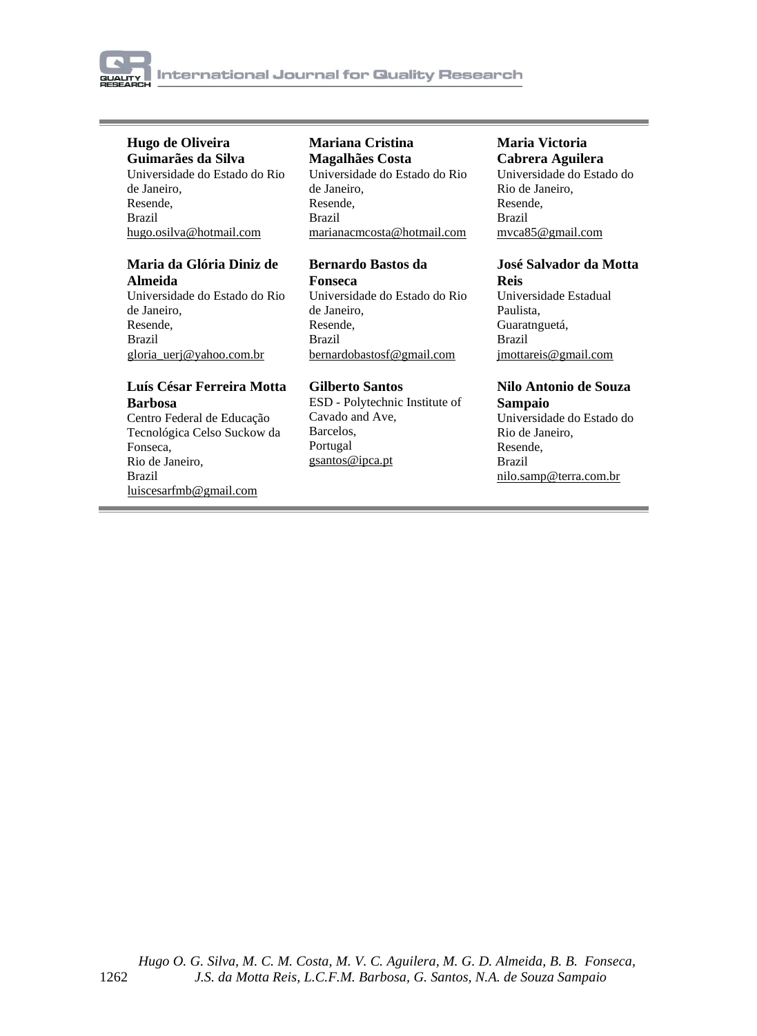**Hugo de Oliveira Guimarães da Silva**
Universidade do Estado do Rio de Janeiro,
Resende,
Brazil
hugo.osilva@hotmail.com

**Maria da Glória Diniz de Almeida**
Universidade do Estado do Rio de Janeiro,
Resende,
Brazil
gloria_uerj@yahoo.com.br

**Luís César Ferreira Motta Barbosa**
Centro Federal de Educação Tecnológica Celso Suckow da Fonseca,
Rio de Janeiro,
Brazil
luiscesarfmb@gmail.com

**Mariana Cristina Magalhães Costa**
Universidade do Estado do Rio de Janeiro,
Resende,
Brazil
marianacmcosta@hotmail.com

**Bernardo Bastos da Fonseca**
Universidade do Estado do Rio de Janeiro,
Resende,
Brazil
bernardobastosf@gmail.com

**Gilberto Santos**
ESD - Polytechnic Institute of Cavado and Ave,
Barcelos,
Portugal
gsantos@ipca.pt

**Maria Victoria Cabrera Aguilera**
Universidade do Estado do Rio de Janeiro,
Resende,
Brazil
mvca85@gmail.com

**José Salvador da Motta Reis**
Universidade Estadual Paulista,
Guaratnguetá,
Brazil
jmottareis@gmail.com

**Nilo Antonio de Souza Sampaio**
Universidade do Estado do Rio de Janeiro,
Resende,
Brazil
nilo.samp@terra.com.br